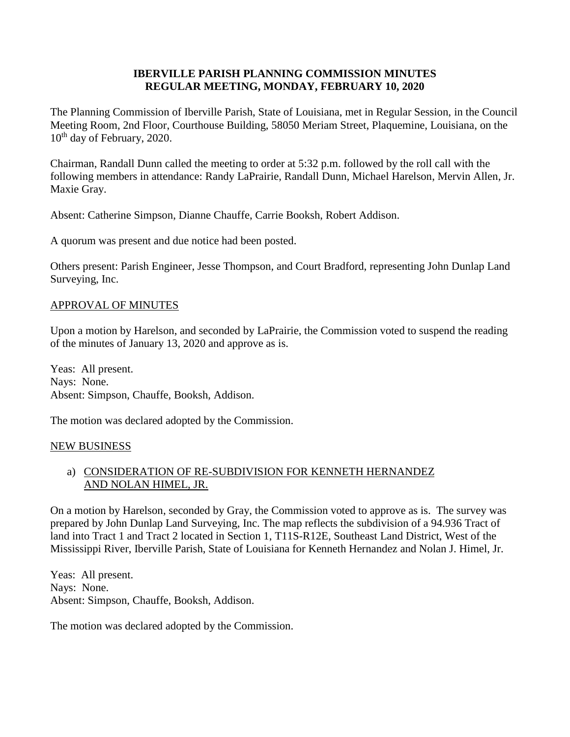# IBERVILLE PARISH PLANNING COMMISSION MINUTES
## REGULAR MEETING, MONDAY, FEBRUARY 10, 2020

The Planning Commission of Iberville Parish, State of Louisiana, met in Regular Session, in the Council Meeting Room, 2nd Floor, Courthouse Building, 58050 Meriam Street, Plaquemine, Louisiana, on the 10th day of February, 2020.

Chairman, Randall Dunn called the meeting to order at 5:32 p.m. followed by the roll call with the following members in attendance: Randy LaPrairie, Randall Dunn, Michael Harelson, Mervin Allen, Jr. Maxie Gray.

Absent: Catherine Simpson, Dianne Chauffe, Carrie Booksh, Robert Addison.

A quorum was present and due notice had been posted.

Others present: Parish Engineer, Jesse Thompson, and Court Bradford, representing John Dunlap Land Surveying, Inc.

### APPROVAL OF MINUTES

Upon a motion by Harelson, and seconded by LaPrairie, the Commission voted to suspend the reading of the minutes of January 13, 2020 and approve as is.

Yeas: All present.
Nays: None.
Absent: Simpson, Chauffe, Booksh, Addison.

The motion was declared adopted by the Commission.

### NEW BUSINESS

a) CONSIDERATION OF RE-SUBDIVISION FOR KENNETH HERNANDEZ AND NOLAN HIMEL, JR.

On a motion by Harelson, seconded by Gray, the Commission voted to approve as is. The survey was prepared by John Dunlap Land Surveying, Inc. The map reflects the subdivision of a 94.936 Tract of land into Tract 1 and Tract 2 located in Section 1, T11S-R12E, Southeast Land District, West of the Mississippi River, Iberville Parish, State of Louisiana for Kenneth Hernandez and Nolan J. Himel, Jr.

Yeas: All present.
Nays: None.
Absent: Simpson, Chauffe, Booksh, Addison.

The motion was declared adopted by the Commission.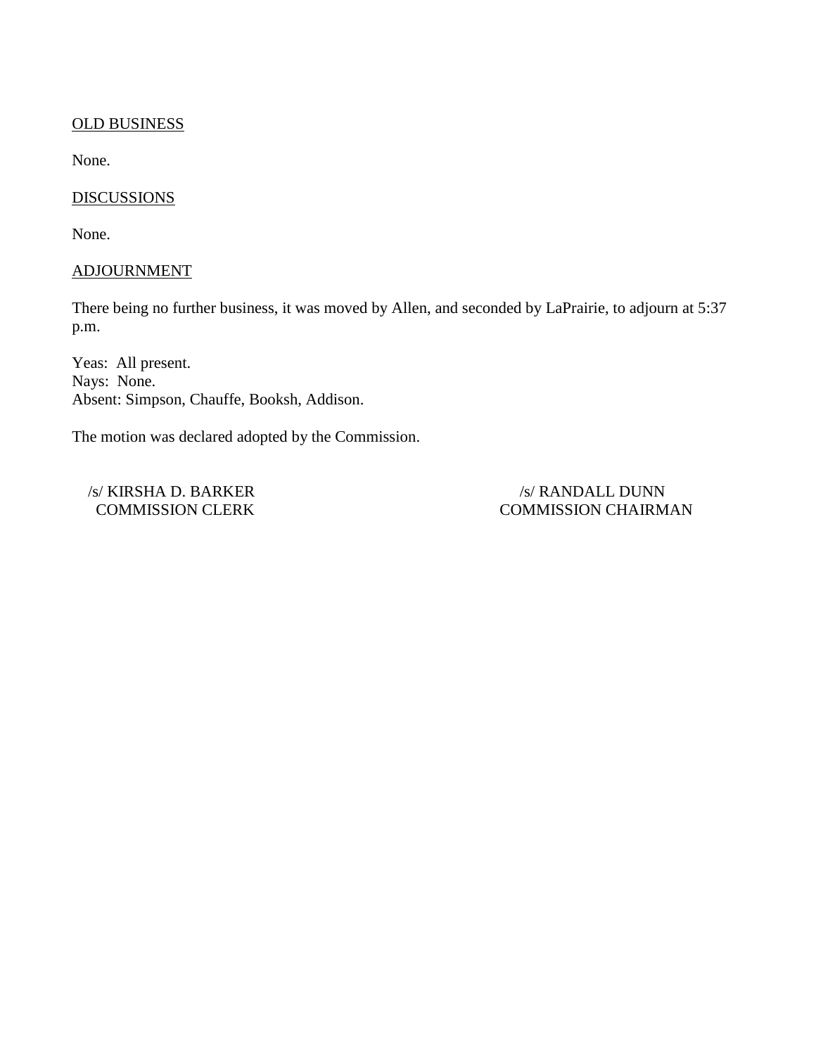<u>OLD BUSINESS</u>

None.

<u>DISCUSSIONS</u>

None.

<u>ADJOURNMENT</u>

There being no further business, it was moved by Allen, and seconded by LaPrairie, to adjourn at 5:37 p.m.

Yeas: All present.
Nays: None.
Absent: Simpson, Chauffe, Booksh, Addison.

The motion was declared adopted by the Commission.

| | |
|---|---|
| /s/ KIRSHA D. BARKER | /s/ RANDALL DUNN |
| COMMISSION CLERK | COMMISSION CHAIRMAN |